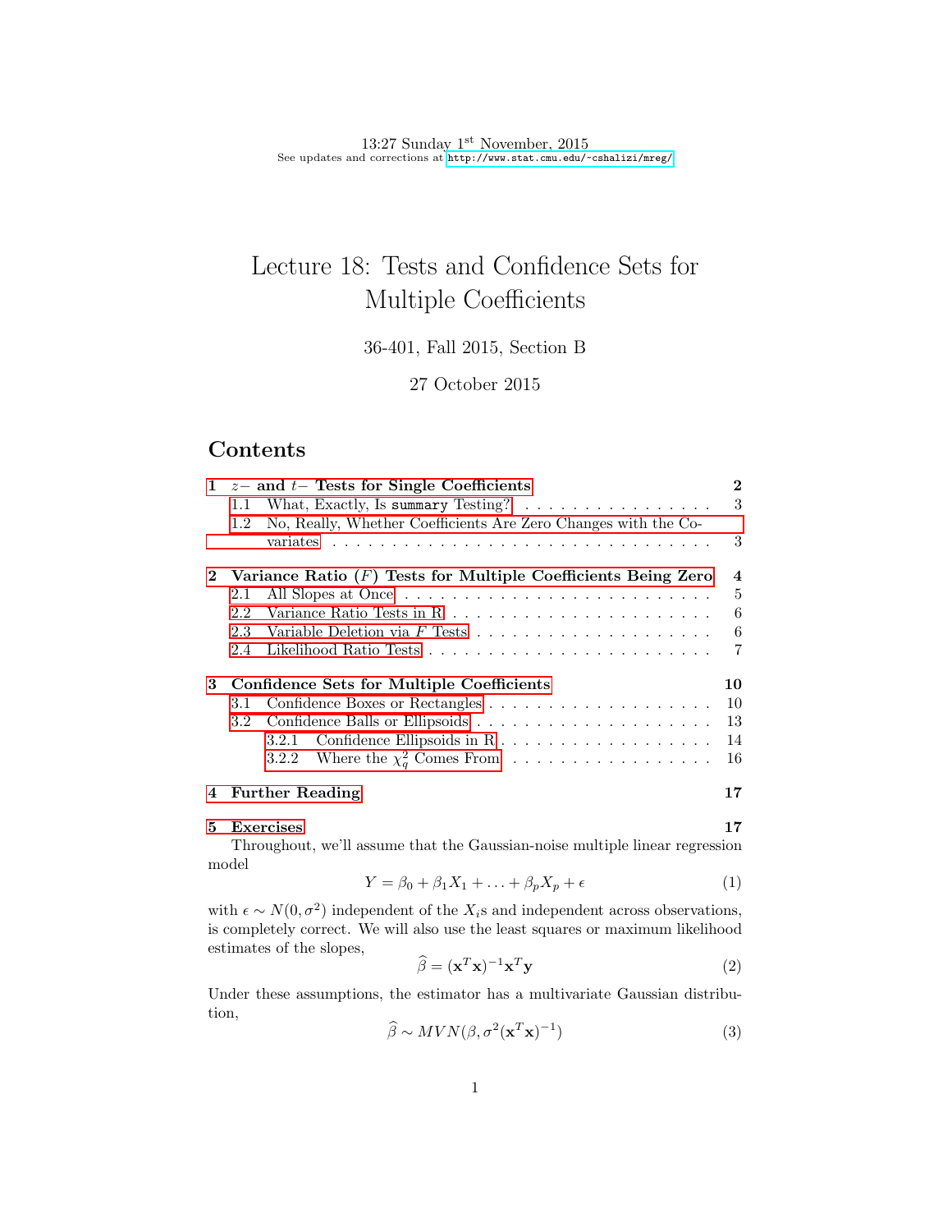13:27 Sunday 1st November, 2015
See updates and corrections at http://www.stat.cmu.edu/~cshalizi/mreg/

# Lecture 18: Tests and Confidence Sets for Multiple Coefficients

36-401, Fall 2015, Section B

27 October 2015

## Contents

1 $z-$ and $t-$ Tests for Single Coefficients — 2
- 1.1 What, Exactly, Is `summary` Testing? — 3
- 1.2 No, Really, Whether Coefficients Are Zero Changes with the Covariates — 3

2 Variance Ratio ($F$) Tests for Multiple Coefficients Being Zero — 4
- 2.1 All Slopes at Once — 5
- 2.2 Variance Ratio Tests in R — 6
- 2.3 Variable Deletion via $F$ Tests — 6
- 2.4 Likelihood Ratio Tests — 7

3 Confidence Sets for Multiple Coefficients — 10
- 3.1 Confidence Boxes or Rectangles — 10
- 3.2 Confidence Balls or Ellipsoids — 13
  - 3.2.1 Confidence Ellipsoids in R — 14
  - 3.2.2 Where the $\chi^2_q$ Comes From — 16

4 Further Reading — 17

5 Exercises — 17

Throughout, we'll assume that the Gaussian-noise multiple linear regression model

$$Y = \beta_0 + \beta_1 X_1 + \ldots + \beta_p X_p + \epsilon \tag{1}$$

with $\epsilon \sim N(0, \sigma^2)$ independent of the $X_i$s and independent across observations, is completely correct. We will also use the least squares or maximum likelihood estimates of the slopes,

$$\widehat{\beta} = (\mathbf{x}^T\mathbf{x})^{-1}\mathbf{x}^T\mathbf{y} \tag{2}$$

Under these assumptions, the estimator has a multivariate Gaussian distribution,

$$\widehat{\beta} \sim MVN(\beta, \sigma^2(\mathbf{x}^T\mathbf{x})^{-1}) \tag{3}$$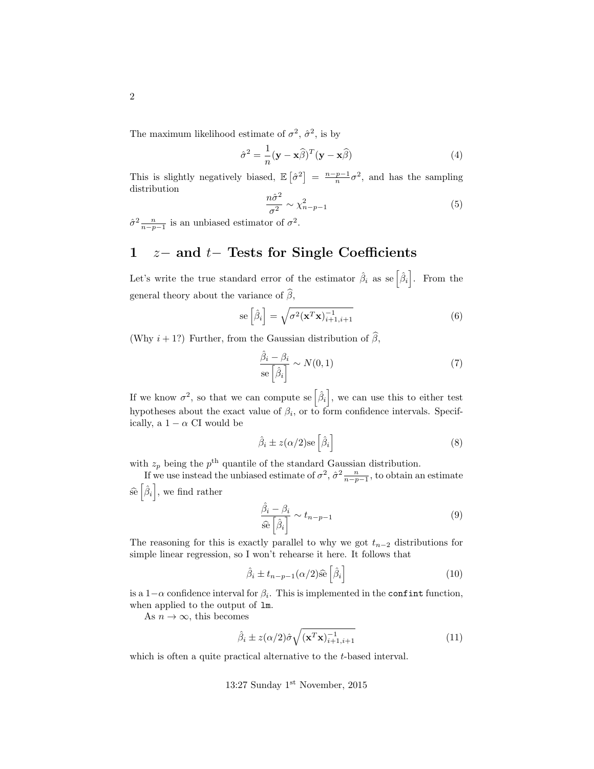The maximum likelihood estimate of $\sigma^2$, $\hat{\sigma}^2$, is by

$$\hat{\sigma}^2 = \frac{1}{n}(\mathbf{y} - \mathbf{x}\widehat{\beta})^T(\mathbf{y} - \mathbf{x}\widehat{\beta}) \tag{4}$$

This is slightly negatively biased, $\mathbb{E}\left[\hat{\sigma}^2\right] = \frac{n-p-1}{n}\sigma^2$, and has the sampling distribution

$$\frac{n\hat{\sigma}^2}{\sigma^2} \sim \chi^2_{n-p-1} \tag{5}$$

$\hat{\sigma}^2 \frac{n}{n-p-1}$ is an unbiased estimator of $\sigma^2$.

# 1 $z-$ and $t-$ Tests for Single Coefficients

Let's write the true standard error of the estimator $\hat{\beta}_i$ as $\mathrm{se}\left[\hat{\beta}_i\right]$. From the general theory about the variance of $\widehat{\beta}$,

$$\mathrm{se}\left[\hat{\beta}_i\right] = \sqrt{\sigma^2 (\mathbf{x}^T\mathbf{x})^{-1}_{i+1,i+1}} \tag{6}$$

(Why $i+1$?) Further, from the Gaussian distribution of $\widehat{\beta}$,

$$\frac{\hat{\beta}_i - \beta_i}{\mathrm{se}\left[\hat{\beta}_i\right]} \sim N(0,1) \tag{7}$$

If we know $\sigma^2$, so that we can compute $\mathrm{se}\left[\hat{\beta}_i\right]$, we can use this to either test hypotheses about the exact value of $\beta_i$, or to form confidence intervals. Specifically, a $1-\alpha$ CI would be

$$\hat{\beta}_i \pm z(\alpha/2)\mathrm{se}\left[\hat{\beta}_i\right] \tag{8}$$

with $z_p$ being the $p^{\text{th}}$ quantile of the standard Gaussian distribution.

If we use instead the unbiased estimate of $\sigma^2$, $\hat{\sigma}^2 \frac{n}{n-p-1}$, to obtain an estimate $\widehat{\mathrm{se}}\left[\hat{\beta}_i\right]$, we find rather

$$\frac{\hat{\beta}_i - \beta_i}{\widehat{\mathrm{se}}\left[\hat{\beta}_i\right]} \sim t_{n-p-1} \tag{9}$$

The reasoning for this is exactly parallel to why we got $t_{n-2}$ distributions for simple linear regression, so I won't rehearse it here. It follows that

$$\hat{\beta}_i \pm t_{n-p-1}(\alpha/2)\widehat{\mathrm{se}}\left[\hat{\beta}_i\right] \tag{10}$$

is a $1-\alpha$ confidence interval for $\beta_i$. This is implemented in the `confint` function, when applied to the output of `lm`.

As $n \to \infty$, this becomes

$$\hat{\beta}_i \pm z(\alpha/2)\hat{\sigma}\sqrt{(\mathbf{x}^T\mathbf{x})^{-1}_{i+1,i+1}} \tag{11}$$

which is often a quite practical alternative to the $t$-based interval.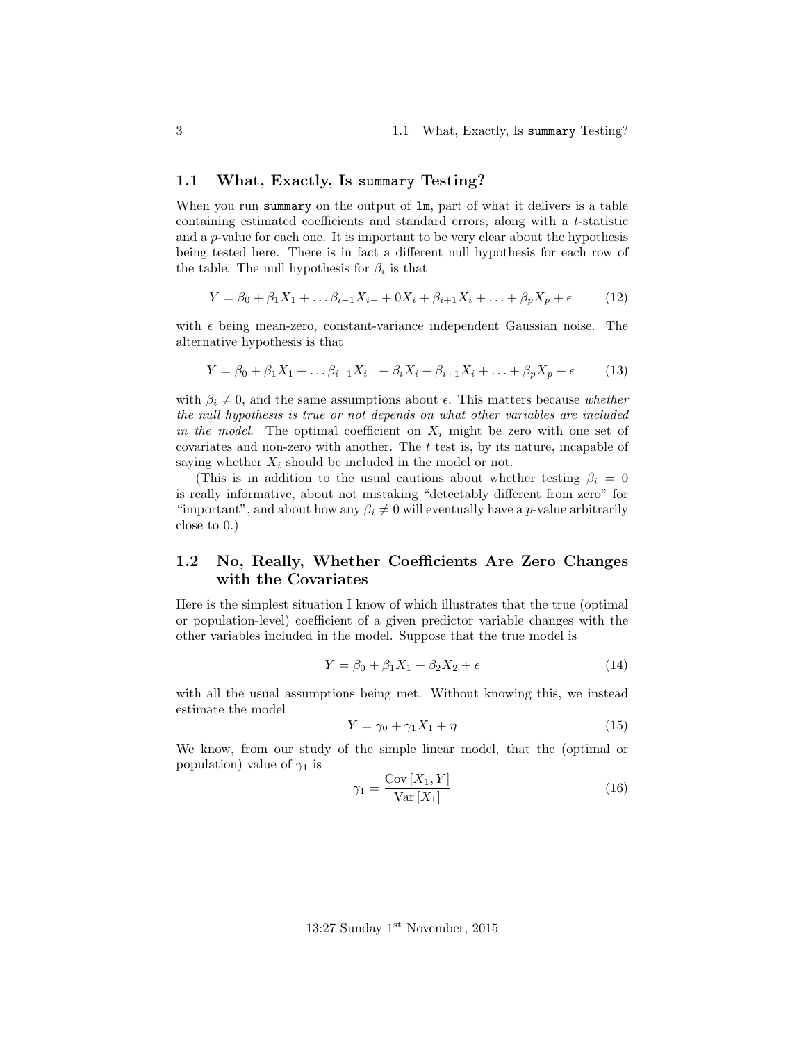## 1.1 What, Exactly, Is `summary` Testing?

When you run `summary` on the output of `lm`, part of what it delivers is a table containing estimated coefficients and standard errors, along with a $t$-statistic and a $p$-value for each one. It is important to be very clear about the hypothesis being tested here. There is in fact a different null hypothesis for each row of the table. The null hypothesis for $\beta_i$ is that

$$Y = \beta_0 + \beta_1 X_1 + \ldots \beta_{i-1} X_{i-} + 0 X_i + \beta_{i+1} X_i + \ldots + \beta_p X_p + \epsilon \tag{12}$$

with $\epsilon$ being mean-zero, constant-variance independent Gaussian noise. The alternative hypothesis is that

$$Y = \beta_0 + \beta_1 X_1 + \ldots \beta_{i-1} X_{i-} + \beta_i X_i + \beta_{i+1} X_i + \ldots + \beta_p X_p + \epsilon \tag{13}$$

with $\beta_i \neq 0$, and the same assumptions about $\epsilon$. This matters because *whether the null hypothesis is true or not depends on what other variables are included in the model*. The optimal coefficient on $X_i$ might be zero with one set of covariates and non-zero with another. The $t$ test is, by its nature, incapable of saying whether $X_i$ should be included in the model or not.

(This is in addition to the usual cautions about whether testing $\beta_i = 0$ is really informative, about not mistaking "detectably different from zero" for "important", and about how any $\beta_i \neq 0$ will eventually have a $p$-value arbitrarily close to 0.)

## 1.2 No, Really, Whether Coefficients Are Zero Changes with the Covariates

Here is the simplest situation I know of which illustrates that the true (optimal or population-level) coefficient of a given predictor variable changes with the other variables included in the model. Suppose that the true model is

$$Y = \beta_0 + \beta_1 X_1 + \beta_2 X_2 + \epsilon \tag{14}$$

with all the usual assumptions being met. Without knowing this, we instead estimate the model

$$Y = \gamma_0 + \gamma_1 X_1 + \eta \tag{15}$$

We know, from our study of the simple linear model, that the (optimal or population) value of $\gamma_1$ is

$$\gamma_1 = \frac{\mathrm{Cov}\left[X_1, Y\right]}{\mathrm{Var}\left[X_1\right]} \tag{16}$$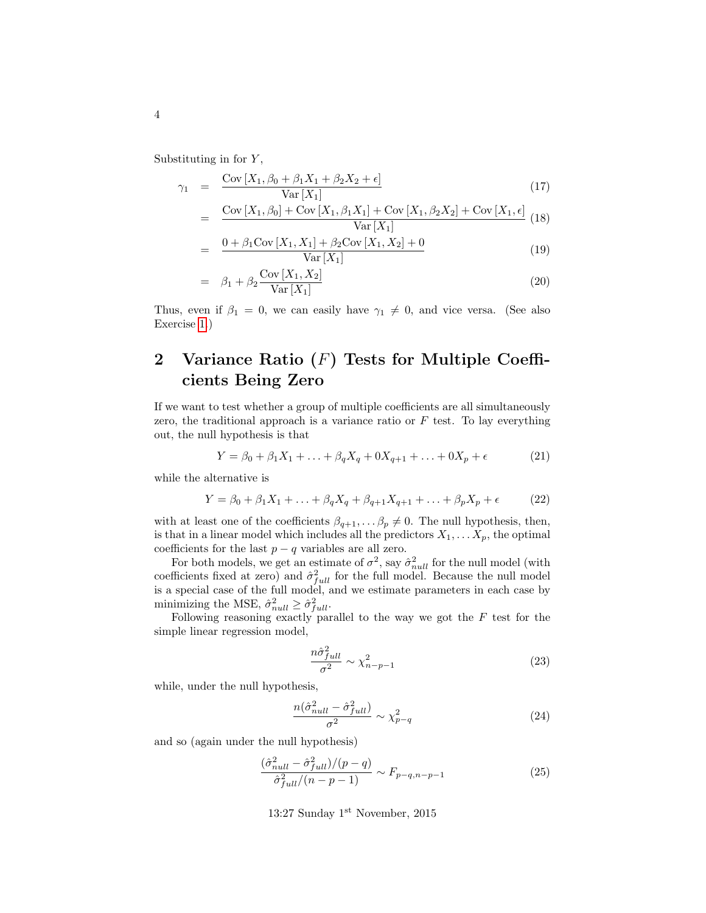Substituting in for $Y$,

$$\begin{aligned}
\gamma_1 &= \frac{\mathrm{Cov}\left[X_1, \beta_0 + \beta_1 X_1 + \beta_2 X_2 + \epsilon\right]}{\mathrm{Var}\left[X_1\right]} && (17)\\
&= \frac{\mathrm{Cov}\left[X_1, \beta_0\right] + \mathrm{Cov}\left[X_1, \beta_1 X_1\right] + \mathrm{Cov}\left[X_1, \beta_2 X_2\right] + \mathrm{Cov}\left[X_1, \epsilon\right]}{\mathrm{Var}\left[X_1\right]} && (18)\\
&= \frac{0 + \beta_1 \mathrm{Cov}\left[X_1, X_1\right] + \beta_2 \mathrm{Cov}\left[X_1, X_2\right] + 0}{\mathrm{Var}\left[X_1\right]} && (19)\\
&= \beta_1 + \beta_2 \frac{\mathrm{Cov}\left[X_1, X_2\right]}{\mathrm{Var}\left[X_1\right]} && (20)
\end{aligned}$$

Thus, even if $\beta_1 = 0$, we can easily have $\gamma_1 \neq 0$, and vice versa. (See also Exercise 1.)

## 2 Variance Ratio ($F$) Tests for Multiple Coefficients Being Zero

If we want to test whether a group of multiple coefficients are all simultaneously zero, the traditional approach is a variance ratio or $F$ test. To lay everything out, the null hypothesis is that

$$Y = \beta_0 + \beta_1 X_1 + \ldots + \beta_q X_q + 0 X_{q+1} + \ldots + 0 X_p + \epsilon \tag{21}$$

while the alternative is

$$Y = \beta_0 + \beta_1 X_1 + \ldots + \beta_q X_q + \beta_{q+1} X_{q+1} + \ldots + \beta_p X_p + \epsilon \tag{22}$$

with at least one of the coefficients $\beta_{q+1}, \ldots \beta_p \neq 0$. The null hypothesis, then, is that in a linear model which includes all the predictors $X_1, \ldots X_p$, the optimal coefficients for the last $p - q$ variables are all zero.

For both models, we get an estimate of $\sigma^2$, say $\hat{\sigma}^2_{null}$ for the null model (with coefficients fixed at zero) and $\hat{\sigma}^2_{full}$ for the full model. Because the null model is a special case of the full model, and we estimate parameters in each case by minimizing the MSE, $\hat{\sigma}^2_{null} \geq \hat{\sigma}^2_{full}$.

Following reasoning exactly parallel to the way we got the $F$ test for the simple linear regression model,

$$\frac{n\hat{\sigma}^2_{full}}{\sigma^2} \sim \chi^2_{n-p-1} \tag{23}$$

while, under the null hypothesis,

$$\frac{n(\hat{\sigma}^2_{null} - \hat{\sigma}^2_{full})}{\sigma^2} \sim \chi^2_{p-q} \tag{24}$$

and so (again under the null hypothesis)

$$\frac{(\hat{\sigma}^2_{null} - \hat{\sigma}^2_{full})/(p-q)}{\hat{\sigma}^2_{full}/(n-p-1)} \sim F_{p-q, n-p-1} \tag{25}$$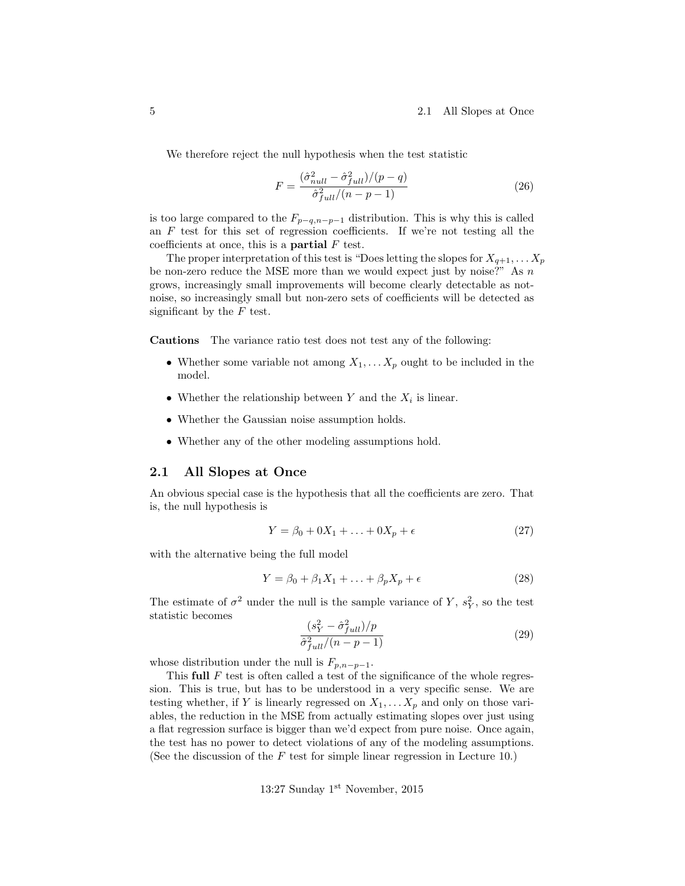We therefore reject the null hypothesis when the test statistic

$$F = \frac{(\hat{\sigma}^2_{null} - \hat{\sigma}^2_{full})/(p-q)}{\hat{\sigma}^2_{full}/(n-p-1)} \tag{26}$$

is too large compared to the $F_{p-q,n-p-1}$ distribution. This is why this is called an $F$ test for this set of regression coefficients. If we're not testing all the coefficients at once, this is a **partial** $F$ test.

The proper interpretation of this test is "Does letting the slopes for $X_{q+1}, \ldots X_p$ be non-zero reduce the MSE more than we would expect just by noise?" As $n$ grows, increasingly small improvements will become clearly detectable as not-noise, so increasingly small but non-zero sets of coefficients will be detected as significant by the $F$ test.

**Cautions** The variance ratio test does not test any of the following:

- Whether some variable not among $X_1, \ldots X_p$ ought to be included in the model.
- Whether the relationship between $Y$ and the $X_i$ is linear.
- Whether the Gaussian noise assumption holds.
- Whether any of the other modeling assumptions hold.

## 2.1 All Slopes at Once

An obvious special case is the hypothesis that all the coefficients are zero. That is, the null hypothesis is

$$Y = \beta_0 + 0X_1 + \ldots + 0X_p + \epsilon \tag{27}$$

with the alternative being the full model

$$Y = \beta_0 + \beta_1 X_1 + \ldots + \beta_p X_p + \epsilon \tag{28}$$

The estimate of $\sigma^2$ under the null is the sample variance of $Y$, $s^2_Y$, so the test statistic becomes

$$\frac{(s^2_Y - \hat{\sigma}^2_{full})/p}{\hat{\sigma}^2_{full}/(n-p-1)} \tag{29}$$

whose distribution under the null is $F_{p,n-p-1}$.

This **full** $F$ test is often called a test of the significance of the whole regression. This is true, but has to be understood in a very specific sense. We are testing whether, if $Y$ is linearly regressed on $X_1, \ldots X_p$ and only on those variables, the reduction in the MSE from actually estimating slopes over just using a flat regression surface is bigger than we'd expect from pure noise. Once again, the test has no power to detect violations of any of the modeling assumptions. (See the discussion of the $F$ test for simple linear regression in Lecture 10.)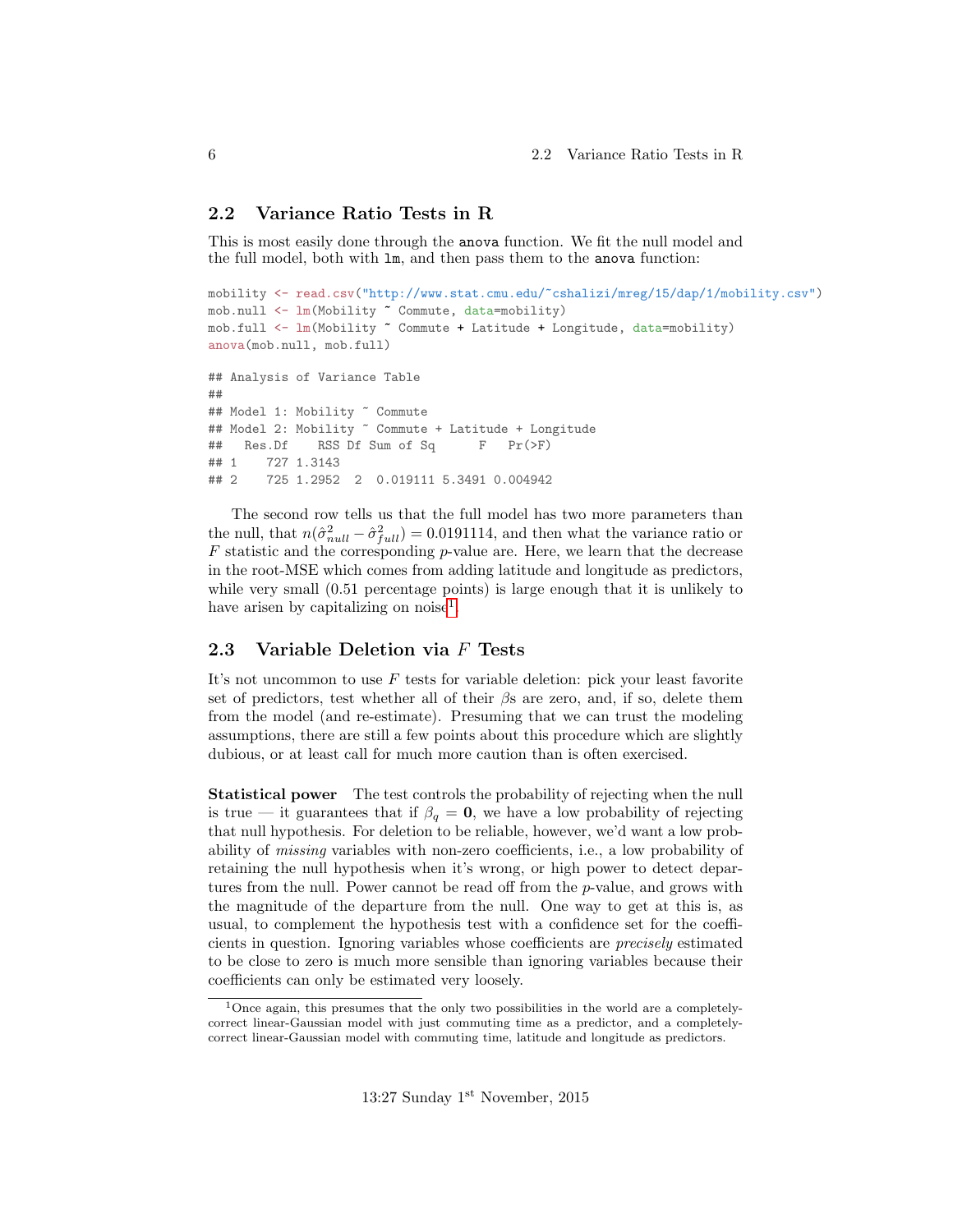## 2.2 Variance Ratio Tests in R

This is most easily done through the `anova` function. We fit the null model and the full model, both with `lm`, and then pass them to the `anova` function:

```
mobility <- read.csv("http://www.stat.cmu.edu/~cshalizi/mreg/15/dap/1/mobility.csv")
mob.null <- lm(Mobility ~ Commute, data=mobility)
mob.full <- lm(Mobility ~ Commute + Latitude + Longitude, data=mobility)
anova(mob.null, mob.full)

## Analysis of Variance Table
##
## Model 1: Mobility ~ Commute
## Model 2: Mobility ~ Commute + Latitude + Longitude
##   Res.Df    RSS Df Sum of Sq      F   Pr(>F)
## 1    727 1.3143
## 2    725 1.2952  2  0.019111 5.3491 0.004942
```

The second row tells us that the full model has two more parameters than the null, that $n(\hat{\sigma}^2_{null} - \hat{\sigma}^2_{full}) = 0.0191114$, and then what the variance ratio or $F$ statistic and the corresponding $p$-value are. Here, we learn that the decrease in the root-MSE which comes from adding latitude and longitude as predictors, while very small (0.51 percentage points) is large enough that it is unlikely to have arisen by capitalizing on noise[1].

## 2.3 Variable Deletion via $F$ Tests

It's not uncommon to use $F$ tests for variable deletion: pick your least favorite set of predictors, test whether all of their $\beta$s are zero, and, if so, delete them from the model (and re-estimate). Presuming that we can trust the modeling assumptions, there are still a few points about this procedure which are slightly dubious, or at least call for much more caution than is often exercised.

**Statistical power** The test controls the probability of rejecting when the null is true — it guarantees that if $\beta_q = \mathbf{0}$, we have a low probability of rejecting that null hypothesis. For deletion to be reliable, however, we'd want a low probability of *missing* variables with non-zero coefficients, i.e., a low probability of retaining the null hypothesis when it's wrong, or high power to detect departures from the null. Power cannot be read off from the $p$-value, and grows with the magnitude of the departure from the null. One way to get at this is, as usual, to complement the hypothesis test with a confidence set for the coefficients in question. Ignoring variables whose coefficients are *precisely* estimated to be close to zero is much more sensible than ignoring variables because their coefficients can only be estimated very loosely.

[1] Once again, this presumes that the only two possibilities in the world are a completely-correct linear-Gaussian model with just commuting time as a predictor, and a completely-correct linear-Gaussian model with commuting time, latitude and longitude as predictors.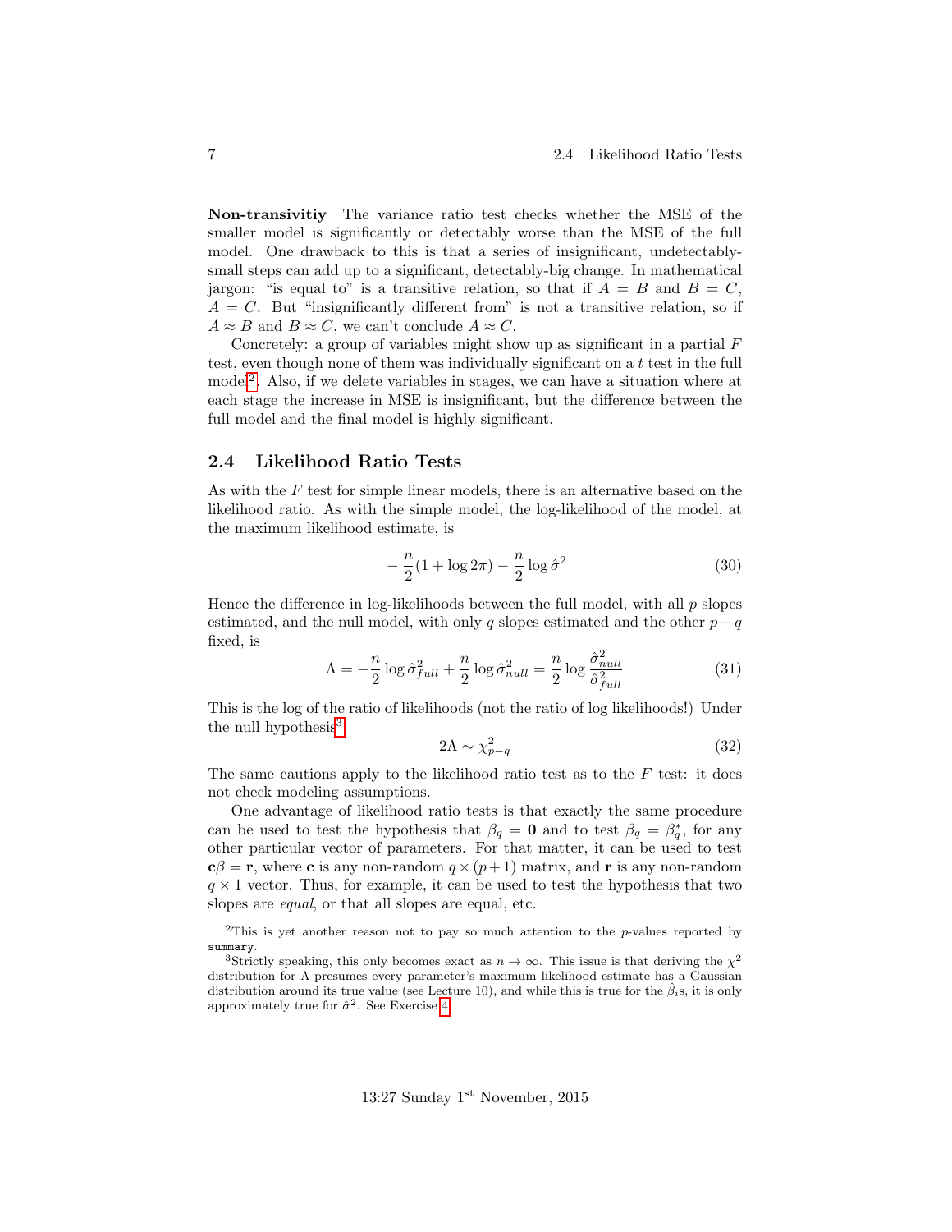**Non-transivitiy** The variance ratio test checks whether the MSE of the smaller model is significantly or detectably worse than the MSE of the full model. One drawback to this is that a series of insignificant, undetectably-small steps can add up to a significant, detectably-big change. In mathematical jargon: "is equal to" is a transitive relation, so that if $A = B$ and $B = C$, $A = C$. But "insignificantly different from" is not a transitive relation, so if $A \approx B$ and $B \approx C$, we can't conclude $A \approx C$.

Concretely: a group of variables might show up as significant in a partial $F$ test, even though none of them was individually significant on a $t$ test in the full model[2]. Also, if we delete variables in stages, we can have a situation where at each stage the increase in MSE is insignificant, but the difference between the full model and the final model is highly significant.

## 2.4 Likelihood Ratio Tests

As with the $F$ test for simple linear models, there is an alternative based on the likelihood ratio. As with the simple model, the log-likelihood of the model, at the maximum likelihood estimate, is

$$-\frac{n}{2}(1 + \log 2\pi) - \frac{n}{2}\log \hat{\sigma}^2 \tag{30}$$

Hence the difference in log-likelihoods between the full model, with all $p$ slopes estimated, and the null model, with only $q$ slopes estimated and the other $p - q$ fixed, is

$$\Lambda = -\frac{n}{2}\log \hat{\sigma}^2_{full} + \frac{n}{2}\log \hat{\sigma}^2_{null} = \frac{n}{2}\log \frac{\hat{\sigma}^2_{null}}{\hat{\sigma}^2_{full}} \tag{31}$$

This is the log of the ratio of likelihoods (not the ratio of log likelihoods!) Under the null hypothesis[3],

$$2\Lambda \sim \chi^2_{p-q} \tag{32}$$

The same cautions apply to the likelihood ratio test as to the $F$ test: it does not check modeling assumptions.

One advantage of likelihood ratio tests is that exactly the same procedure can be used to test the hypothesis that $\beta_q = \mathbf{0}$ and to test $\beta_q = \beta^*_q$, for any other particular vector of parameters. For that matter, it can be used to test $\mathbf{c}\beta = \mathbf{r}$, where $\mathbf{c}$ is any non-random $q \times (p+1)$ matrix, and $\mathbf{r}$ is any non-random $q \times 1$ vector. Thus, for example, it can be used to test the hypothesis that two slopes are *equal*, or that all slopes are equal, etc.

---

[2] This is yet another reason not to pay so much attention to the $p$-values reported by `summary`.

[3] Strictly speaking, this only becomes exact as $n \to \infty$. This issue is that deriving the $\chi^2$ distribution for $\Lambda$ presumes every parameter's maximum likelihood estimate has a Gaussian distribution around its true value (see Lecture 10), and while this is true for the $\hat{\beta}_i$s, it is only approximately true for $\hat{\sigma}^2$. See Exercise 4.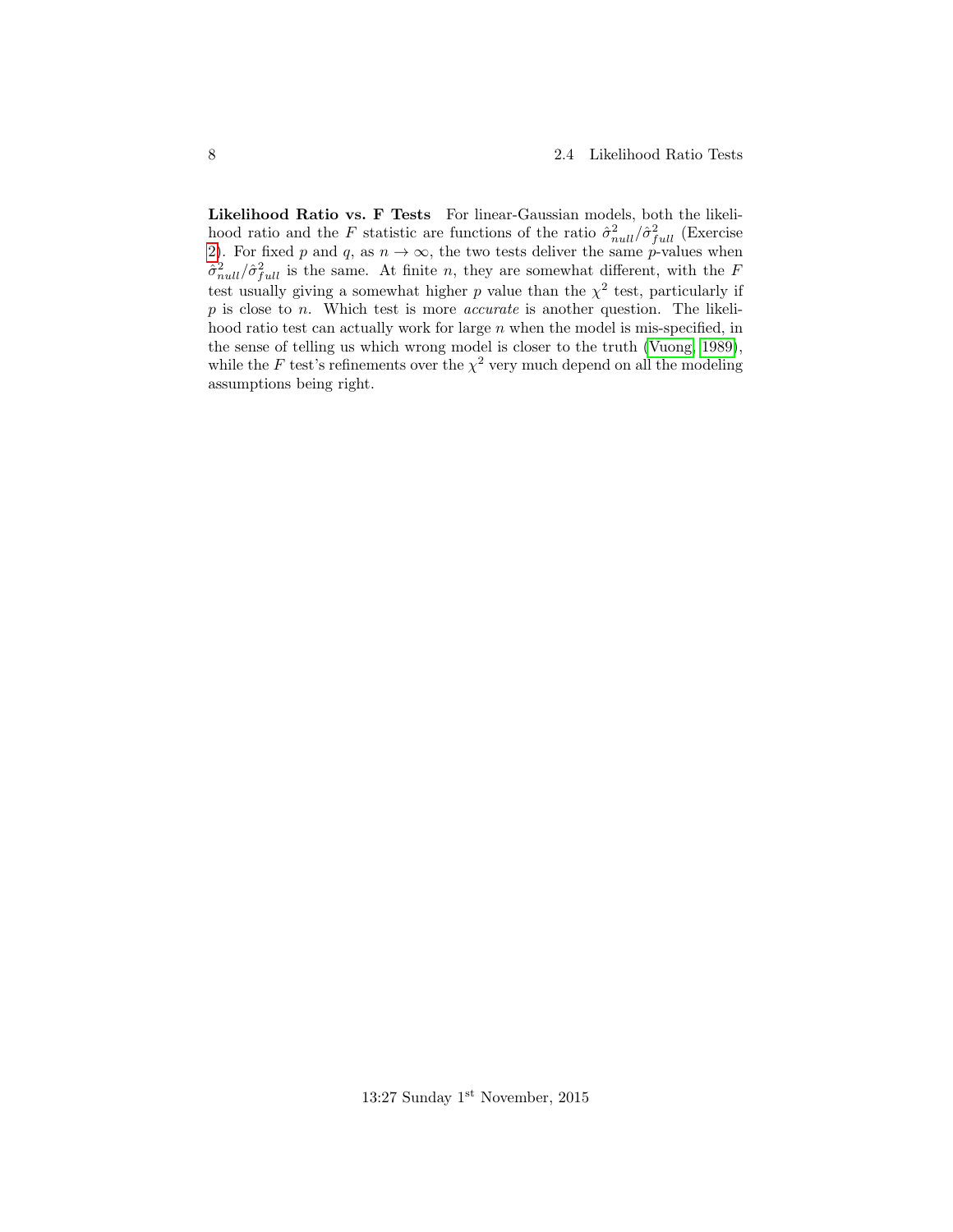**Likelihood Ratio vs. F Tests** For linear-Gaussian models, both the likelihood ratio and the $F$ statistic are functions of the ratio $\hat{\sigma}^2_{null}/\hat{\sigma}^2_{full}$ (Exercise 2). For fixed $p$ and $q$, as $n \to \infty$, the two tests deliver the same $p$-values when $\hat{\sigma}^2_{null}/\hat{\sigma}^2_{full}$ is the same. At finite $n$, they are somewhat different, with the $F$ test usually giving a somewhat higher $p$ value than the $\chi^2$ test, particularly if $p$ is close to $n$. Which test is more *accurate* is another question. The likelihood ratio test can actually work for large $n$ when the model is mis-specified, in the sense of telling us which wrong model is closer to the truth (Vuong, 1989), while the $F$ test's refinements over the $\chi^2$ very much depend on all the modeling assumptions being right.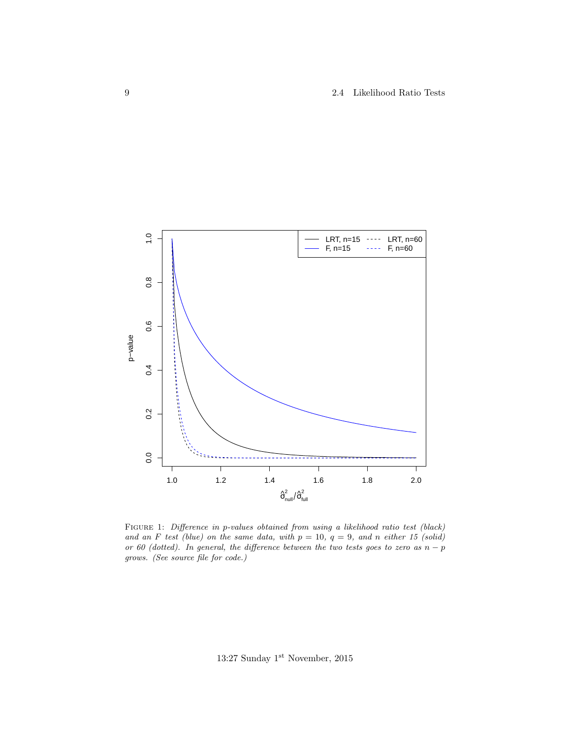FIGURE 1: *Difference in p-values obtained from using a likelihood ratio test (black) and an F test (blue) on the same data, with $p = 10$, $q = 9$, and $n$ either 15 (solid) or 60 (dotted). In general, the difference between the two tests goes to zero as $n - p$ grows. (See source file for code.)*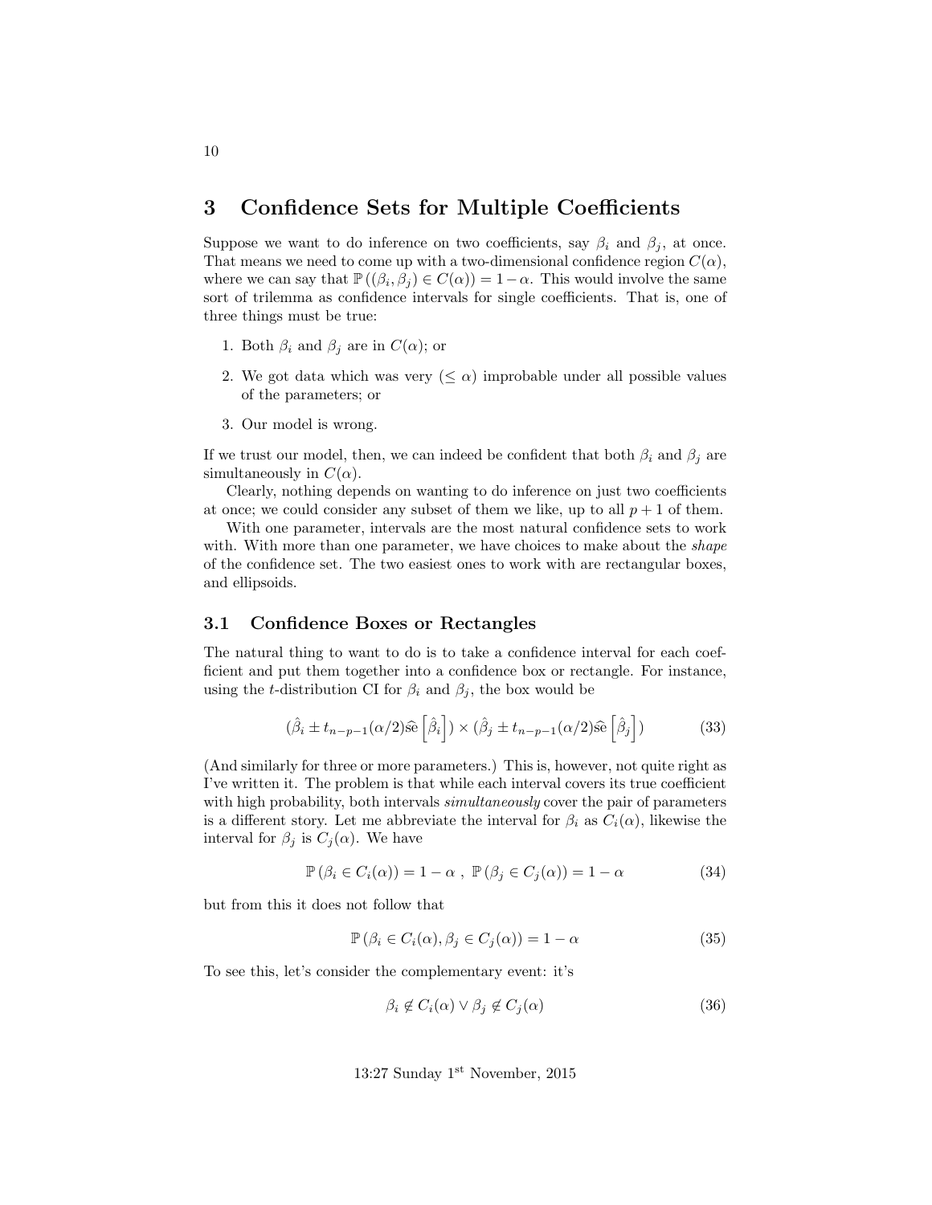## 3 Confidence Sets for Multiple Coefficients

Suppose we want to do inference on two coefficients, say $\beta_i$ and $\beta_j$, at once. That means we need to come up with a two-dimensional confidence region $C(\alpha)$, where we can say that $\mathbb{P}((\beta_i, \beta_j) \in C(\alpha)) = 1 - \alpha$. This would involve the same sort of trilemma as confidence intervals for single coefficients. That is, one of three things must be true:

1. Both $\beta_i$ and $\beta_j$ are in $C(\alpha)$; or
2. We got data which was very ($\leq \alpha$) improbable under all possible values of the parameters; or
3. Our model is wrong.

If we trust our model, then, we can indeed be confident that both $\beta_i$ and $\beta_j$ are simultaneously in $C(\alpha)$.

Clearly, nothing depends on wanting to do inference on just two coefficients at once; we could consider any subset of them we like, up to all $p + 1$ of them.

With one parameter, intervals are the most natural confidence sets to work with. With more than one parameter, we have choices to make about the *shape* of the confidence set. The two easiest ones to work with are rectangular boxes, and ellipsoids.

### 3.1 Confidence Boxes or Rectangles

The natural thing to want to do is to take a confidence interval for each coefficient and put them together into a confidence box or rectangle. For instance, using the $t$-distribution CI for $\beta_i$ and $\beta_j$, the box would be

$$(\hat{\beta}_i \pm t_{n-p-1}(\alpha/2)\widehat{\mathrm{se}}\left[\hat{\beta}_i\right]) \times (\hat{\beta}_j \pm t_{n-p-1}(\alpha/2)\widehat{\mathrm{se}}\left[\hat{\beta}_j\right]) \tag{33}$$

(And similarly for three or more parameters.) This is, however, not quite right as I've written it. The problem is that while each interval covers its true coefficient with high probability, both intervals *simultaneously* cover the pair of parameters is a different story. Let me abbreviate the interval for $\beta_i$ as $C_i(\alpha)$, likewise the interval for $\beta_j$ is $C_j(\alpha)$. We have

$$\mathbb{P}(\beta_i \in C_i(\alpha)) = 1 - \alpha \ , \ \mathbb{P}(\beta_j \in C_j(\alpha)) = 1 - \alpha \tag{34}$$

but from this it does not follow that

$$\mathbb{P}(\beta_i \in C_i(\alpha), \beta_j \in C_j(\alpha)) = 1 - \alpha \tag{35}$$

To see this, let's consider the complementary event: it's

$$\beta_i \notin C_i(\alpha) \vee \beta_j \notin C_j(\alpha) \tag{36}$$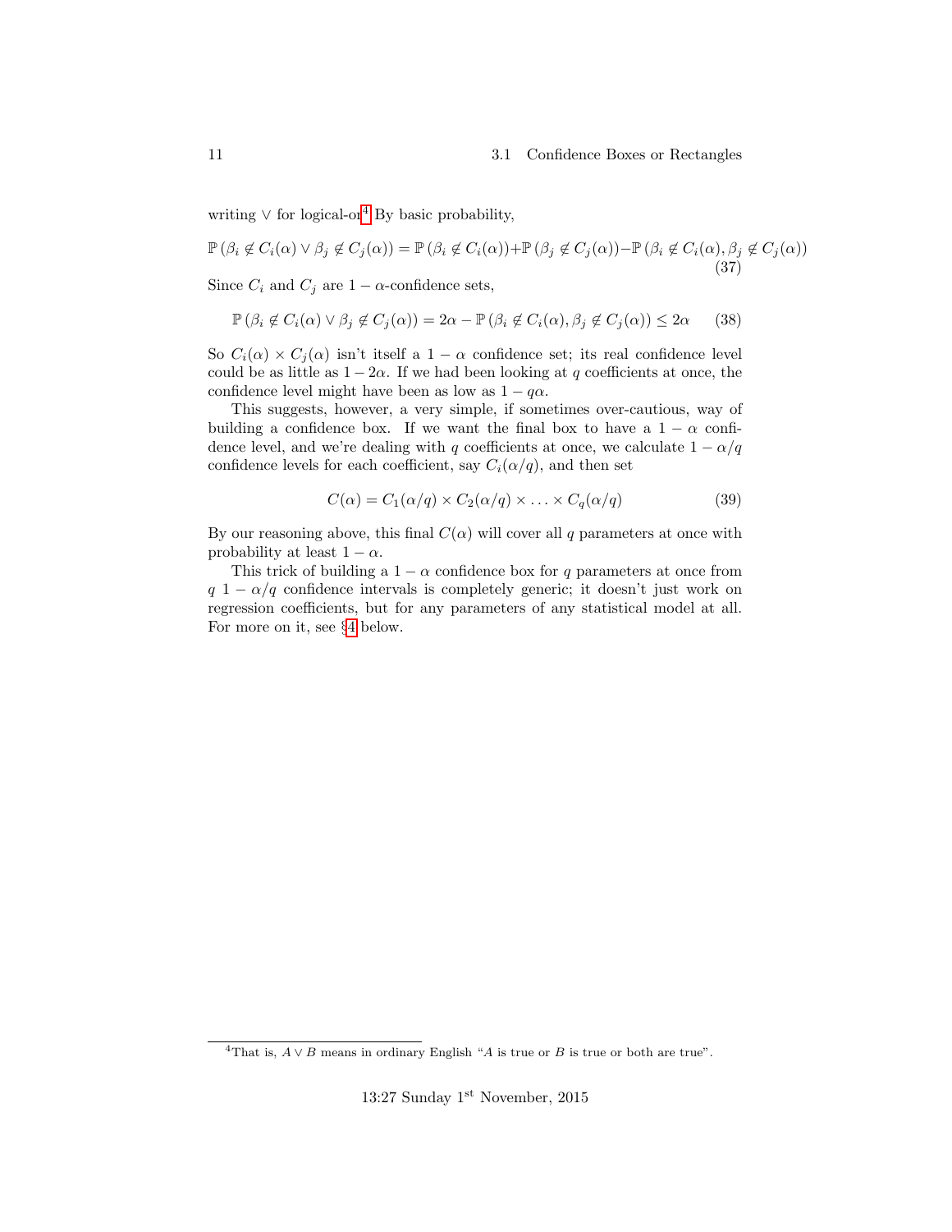writing $\vee$ for logical-or[4] By basic probability,

$$\mathbb{P}\left(\beta_i \notin C_i(\alpha) \vee \beta_j \notin C_j(\alpha)\right) = \mathbb{P}\left(\beta_i \notin C_i(\alpha)\right) + \mathbb{P}\left(\beta_j \notin C_j(\alpha)\right) - \mathbb{P}\left(\beta_i \notin C_i(\alpha), \beta_j \notin C_j(\alpha)\right) \tag{37}$$

Since $C_i$ and $C_j$ are $1-\alpha$-confidence sets,

$$\mathbb{P}\left(\beta_i \notin C_i(\alpha) \vee \beta_j \notin C_j(\alpha)\right) = 2\alpha - \mathbb{P}\left(\beta_i \notin C_i(\alpha), \beta_j \notin C_j(\alpha)\right) \leq 2\alpha \tag{38}$$

So $C_i(\alpha) \times C_j(\alpha)$ isn't itself a $1-\alpha$ confidence set; its real confidence level could be as little as $1-2\alpha$. If we had been looking at $q$ coefficients at once, the confidence level might have been as low as $1-q\alpha$.

This suggests, however, a very simple, if sometimes over-cautious, way of building a confidence box. If we want the final box to have a $1-\alpha$ confidence level, and we're dealing with $q$ coefficients at once, we calculate $1-\alpha/q$ confidence levels for each coefficient, say $C_i(\alpha/q)$, and then set

$$C(\alpha) = C_1(\alpha/q) \times C_2(\alpha/q) \times \ldots \times C_q(\alpha/q) \tag{39}$$

By our reasoning above, this final $C(\alpha)$ will cover all $q$ parameters at once with probability at least $1-\alpha$.

This trick of building a $1-\alpha$ confidence box for $q$ parameters at once from $q$ $1-\alpha/q$ confidence intervals is completely generic; it doesn't just work on regression coefficients, but for any parameters of any statistical model at all. For more on it, see §4 below.

[4] That is, $A \vee B$ means in ordinary English "$A$ is true or $B$ is true or both are true".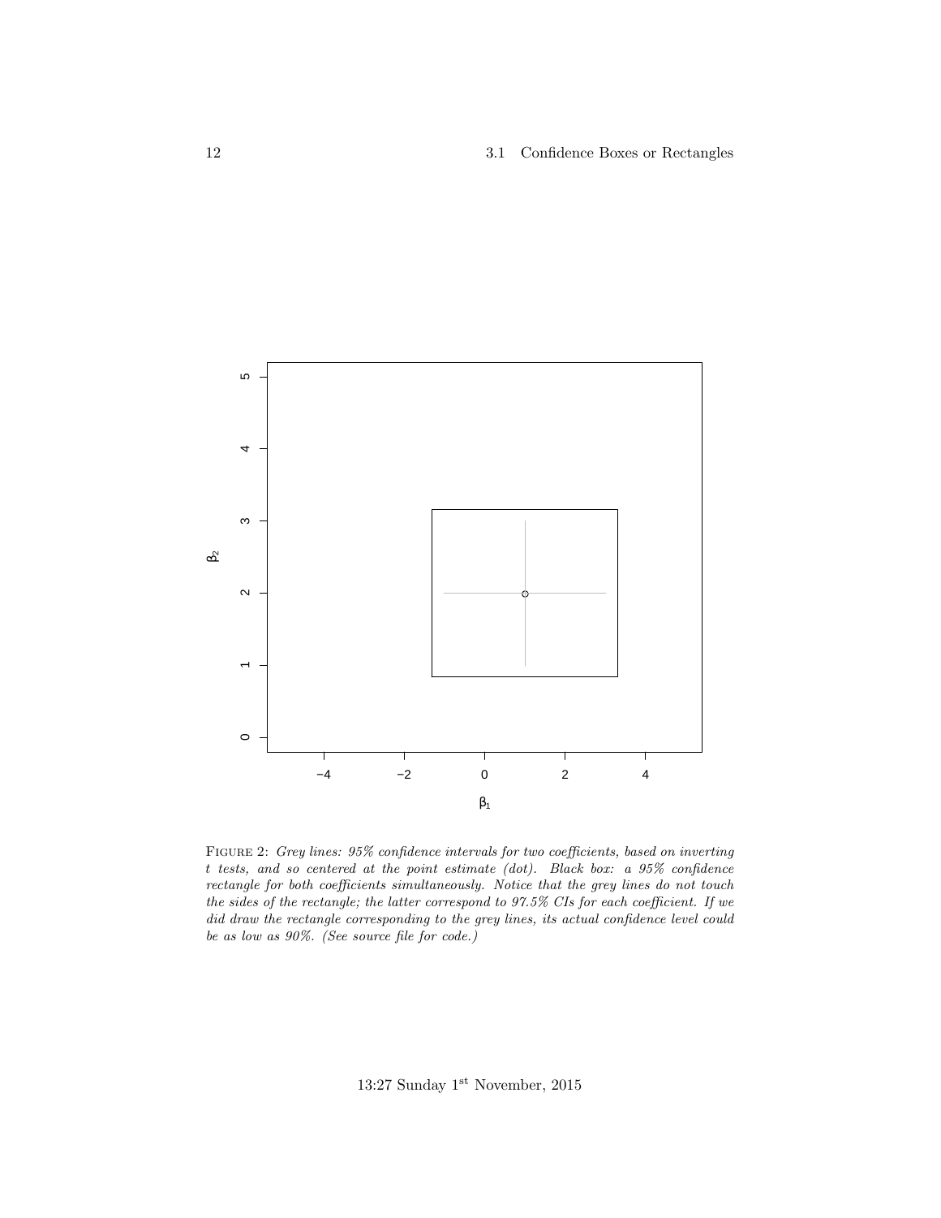FIGURE 2: *Grey lines: 95% confidence intervals for two coefficients, based on inverting t tests, and so centered at the point estimate (dot). Black box: a 95% confidence rectangle for both coefficients simultaneously. Notice that the grey lines do not touch the sides of the rectangle; the latter correspond to 97.5% CIs for each coefficient. If we did draw the rectangle corresponding to the grey lines, its actual confidence level could be as low as 90%. (See source file for code.)*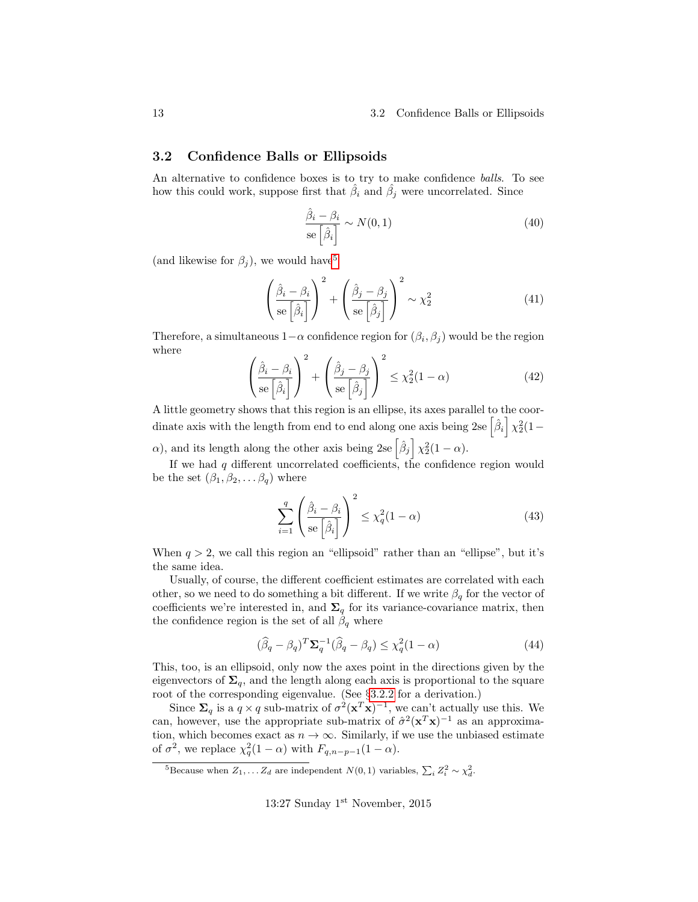## 3.2 Confidence Balls or Ellipsoids

An alternative to confidence boxes is to try to make confidence *balls*. To see how this could work, suppose first that $\hat{\beta}_i$ and $\hat{\beta}_j$ were uncorrelated. Since

$$\frac{\hat{\beta}_i - \beta_i}{\mathrm{se}\left[\hat{\beta}_i\right]} \sim N(0,1) \tag{40}$$

(and likewise for $\beta_j$), we would have[5]

$$\left(\frac{\hat{\beta}_i - \beta_i}{\mathrm{se}\left[\hat{\beta}_i\right]}\right)^2 + \left(\frac{\hat{\beta}_j - \beta_j}{\mathrm{se}\left[\hat{\beta}_j\right]}\right)^2 \sim \chi^2_2 \tag{41}$$

Therefore, a simultaneous $1-\alpha$ confidence region for $(\beta_i, \beta_j)$ would be the region where

$$\left(\frac{\hat{\beta}_i - \beta_i}{\mathrm{se}\left[\hat{\beta}_i\right]}\right)^2 + \left(\frac{\hat{\beta}_j - \beta_j}{\mathrm{se}\left[\hat{\beta}_j\right]}\right)^2 \leq \chi^2_2(1-\alpha) \tag{42}$$

A little geometry shows that this region is an ellipse, its axes parallel to the coordinate axis with the length from end to end along one axis being $2\mathrm{se}\left[\hat{\beta}_i\right]\chi^2_2(1-\alpha)$, and its length along the other axis being $2\mathrm{se}\left[\hat{\beta}_j\right]\chi^2_2(1-\alpha)$.

If we had $q$ different uncorrelated coefficients, the confidence region would be the set $(\beta_1, \beta_2, \ldots \beta_q)$ where

$$\sum_{i=1}^{q}\left(\frac{\hat{\beta}_i - \beta_i}{\mathrm{se}\left[\hat{\beta}_i\right]}\right)^2 \leq \chi^2_q(1-\alpha) \tag{43}$$

When $q > 2$, we call this region an "ellipsoid" rather than an "ellipse", but it's the same idea.

Usually, of course, the different coefficient estimates are correlated with each other, so we need to do something a bit different. If we write $\beta_q$ for the vector of coefficients we're interested in, and $\mathbf{\Sigma}_q$ for its variance-covariance matrix, then the confidence region is the set of all $\beta_q$ where

$$(\widehat{\beta}_q - \beta_q)^T \mathbf{\Sigma}_q^{-1} (\widehat{\beta}_q - \beta_q) \leq \chi^2_q(1-\alpha) \tag{44}$$

This, too, is an ellipsoid, only now the axes point in the directions given by the eigenvectors of $\mathbf{\Sigma}_q$, and the length along each axis is proportional to the square root of the corresponding eigenvalue. (See §3.2.2 for a derivation.)

Since $\mathbf{\Sigma}_q$ is a $q \times q$ sub-matrix of $\sigma^2(\mathbf{x}^T\mathbf{x})^{-1}$, we can't actually use this. We can, however, use the appropriate sub-matrix of $\hat{\sigma}^2(\mathbf{x}^T\mathbf{x})^{-1}$ as an approximation, which becomes exact as $n \to \infty$. Similarly, if we use the unbiased estimate of $\sigma^2$, we replace $\chi^2_q(1-\alpha)$ with $F_{q,n-p-1}(1-\alpha)$.

[5] Because when $Z_1, \ldots Z_d$ are independent $N(0,1)$ variables, $\sum_i Z_i^2 \sim \chi^2_d$.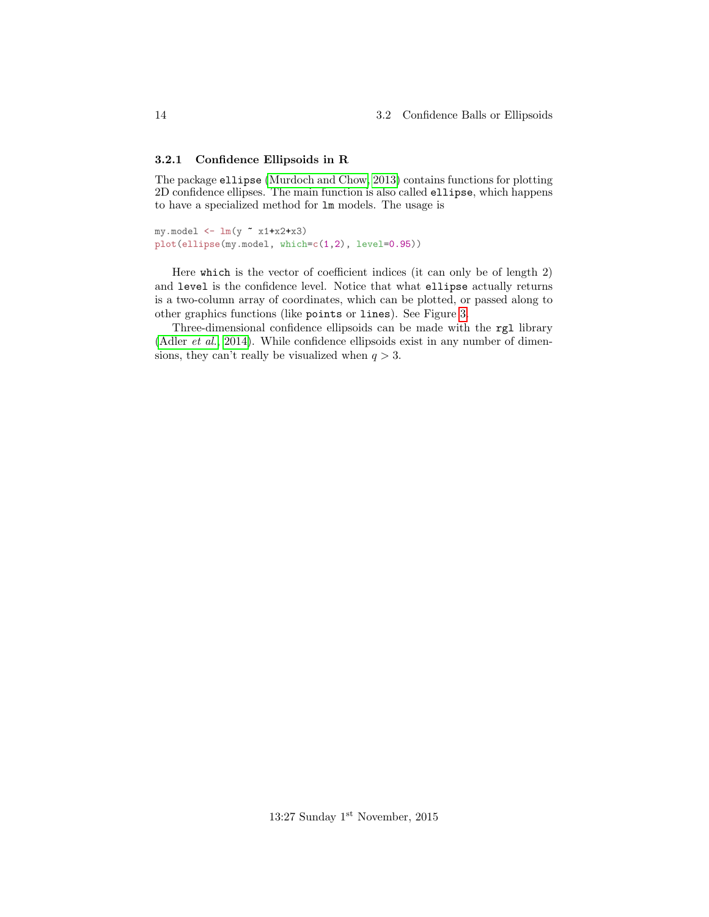### 3.2.1 Confidence Ellipsoids in R

The package `ellipse` (Murdoch and Chow, 2013) contains functions for plotting 2D confidence ellipses. The main function is also called `ellipse`, which happens to have a specialized method for `lm` models. The usage is

```
my.model <- lm(y ~ x1+x2+x3)
plot(ellipse(my.model, which=c(1,2), level=0.95))
```

Here `which` is the vector of coefficient indices (it can only be of length 2) and `level` is the confidence level. Notice that what `ellipse` actually returns is a two-column array of coordinates, which can be plotted, or passed along to other graphics functions (like `points` or `lines`). See Figure 3.

Three-dimensional confidence ellipsoids can be made with the `rgl` library (Adler *et al.*, 2014). While confidence ellipsoids exist in any number of dimensions, they can't really be visualized when $q > 3$.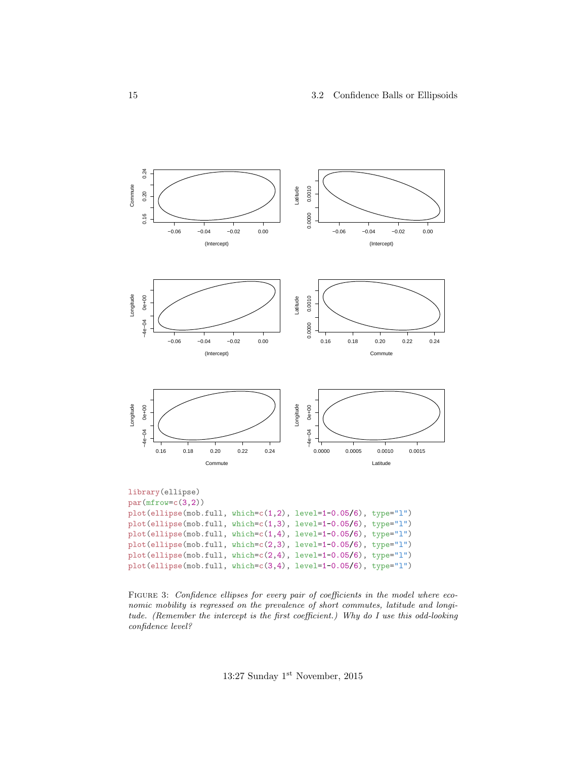```
library(ellipse)
par(mfrow=c(3,2))
plot(ellipse(mob.full, which=c(1,2), level=1-0.05/6), type="l")
plot(ellipse(mob.full, which=c(1,3), level=1-0.05/6), type="l")
plot(ellipse(mob.full, which=c(1,4), level=1-0.05/6), type="l")
plot(ellipse(mob.full, which=c(2,3), level=1-0.05/6), type="l")
plot(ellipse(mob.full, which=c(2,4), level=1-0.05/6), type="l")
plot(ellipse(mob.full, which=c(3,4), level=1-0.05/6), type="l")
```

FIGURE 3: *Confidence ellipses for every pair of coefficients in the model where economic mobility is regressed on the prevalence of short commutes, latitude and longitude. (Remember the intercept is the first coefficient.) Why do I use this odd-looking confidence level?*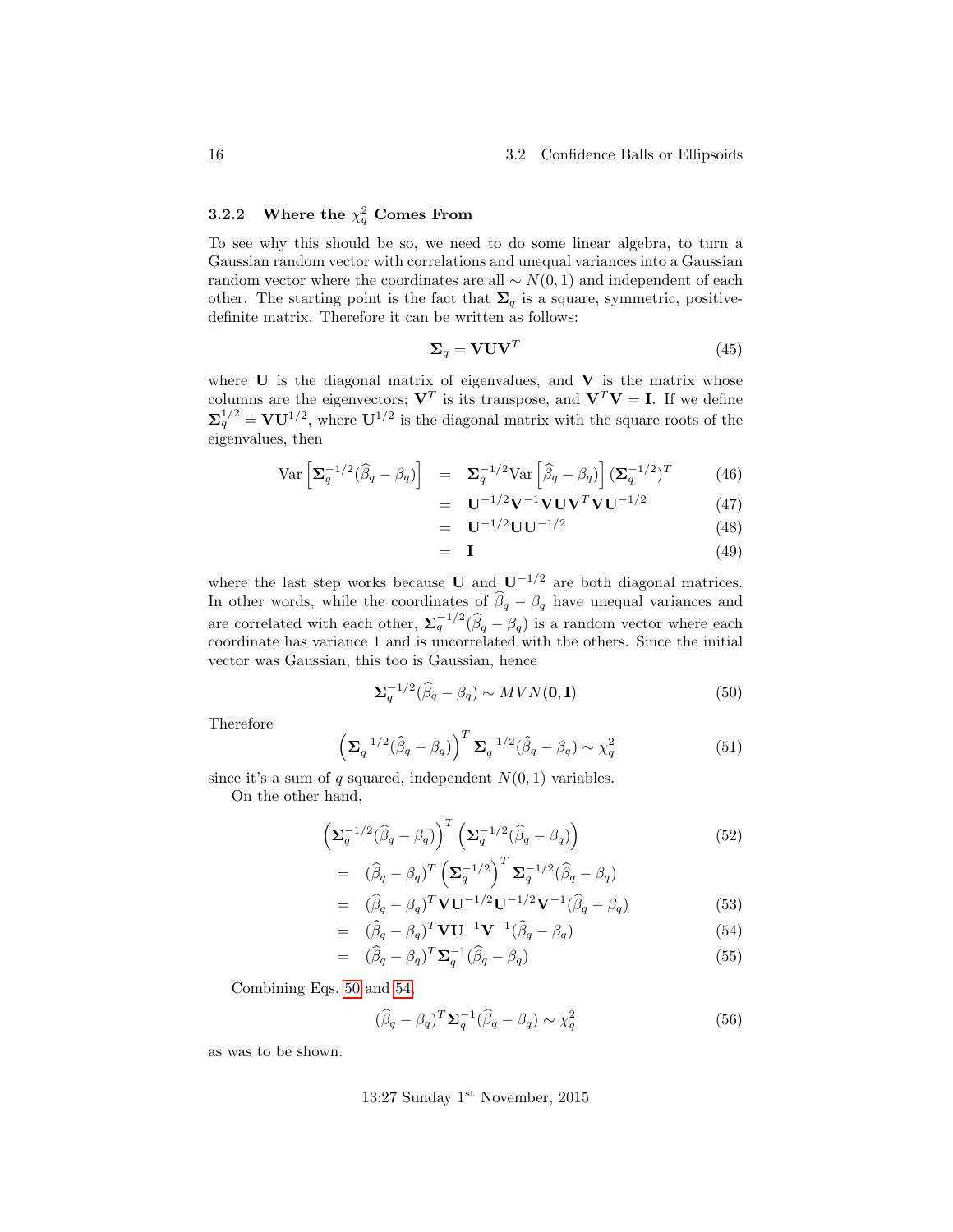### 3.2.2 Where the $\chi^2_q$ Comes From

To see why this should be so, we need to do some linear algebra, to turn a Gaussian random vector with correlations and unequal variances into a Gaussian random vector where the coordinates are all $\sim N(0,1)$ and independent of each other. The starting point is the fact that $\mathbf{\Sigma}_q$ is a square, symmetric, positive-definite matrix. Therefore it can be written as follows:

$$\mathbf{\Sigma}_q = \mathbf{V}\mathbf{U}\mathbf{V}^T \tag{45}$$

where $\mathbf{U}$ is the diagonal matrix of eigenvalues, and $\mathbf{V}$ is the matrix whose columns are the eigenvectors; $\mathbf{V}^T$ is its transpose, and $\mathbf{V}^T\mathbf{V} = \mathbf{I}$. If we define $\mathbf{\Sigma}_q^{1/2} = \mathbf{V}\mathbf{U}^{1/2}$, where $\mathbf{U}^{1/2}$ is the diagonal matrix with the square roots of the eigenvalues, then

$$
\begin{aligned}
\mathrm{Var}\left[\mathbf{\Sigma}_q^{-1/2}(\widehat{\beta}_q - \beta_q)\right] &= \mathbf{\Sigma}_q^{-1/2}\mathrm{Var}\left[\widehat{\beta}_q - \beta_q\right](\mathbf{\Sigma}_q^{-1/2})^T && (46)\\
&= \mathbf{U}^{-1/2}\mathbf{V}^{-1}\mathbf{V}\mathbf{U}\mathbf{V}^T\mathbf{V}\mathbf{U}^{-1/2} && (47)\\
&= \mathbf{U}^{-1/2}\mathbf{U}\mathbf{U}^{-1/2} && (48)\\
&= \mathbf{I} && (49)
\end{aligned}
$$

where the last step works because $\mathbf{U}$ and $\mathbf{U}^{-1/2}$ are both diagonal matrices. In other words, while the coordinates of $\widehat{\beta}_q - \beta_q$ have unequal variances and are correlated with each other, $\mathbf{\Sigma}_q^{-1/2}(\widehat{\beta}_q - \beta_q)$ is a random vector where each coordinate has variance 1 and is uncorrelated with the others. Since the initial vector was Gaussian, this too is Gaussian, hence

$$\mathbf{\Sigma}_q^{-1/2}(\widehat{\beta}_q - \beta_q) \sim MVN(\mathbf{0}, \mathbf{I}) \tag{50}$$

Therefore

$$\left(\mathbf{\Sigma}_q^{-1/2}(\widehat{\beta}_q - \beta_q)\right)^T \mathbf{\Sigma}_q^{-1/2}(\widehat{\beta}_q - \beta_q) \sim \chi^2_q \tag{51}$$

since it's a sum of $q$ squared, independent $N(0,1)$ variables.

On the other hand,

$$
\begin{aligned}
&\left(\mathbf{\Sigma}_q^{-1/2}(\widehat{\beta}_q - \beta_q)\right)^T \left(\mathbf{\Sigma}_q^{-1/2}(\widehat{\beta}_q - \beta_q)\right) && (52)\\
&= (\widehat{\beta}_q - \beta_q)^T \left(\mathbf{\Sigma}_q^{-1/2}\right)^T \mathbf{\Sigma}_q^{-1/2}(\widehat{\beta}_q - \beta_q) \\
&= (\widehat{\beta}_q - \beta_q)^T \mathbf{V}\mathbf{U}^{-1/2}\mathbf{U}^{-1/2}\mathbf{V}^{-1}(\widehat{\beta}_q - \beta_q) && (53)\\
&= (\widehat{\beta}_q - \beta_q)^T \mathbf{V}\mathbf{U}^{-1}\mathbf{V}^{-1}(\widehat{\beta}_q - \beta_q) && (54)\\
&= (\widehat{\beta}_q - \beta_q)^T \mathbf{\Sigma}_q^{-1}(\widehat{\beta}_q - \beta_q) && (55)
\end{aligned}
$$

Combining Eqs. 50 and 54,

$$(\widehat{\beta}_q - \beta_q)^T \mathbf{\Sigma}_q^{-1}(\widehat{\beta}_q - \beta_q) \sim \chi^2_q \tag{56}$$

as was to be shown.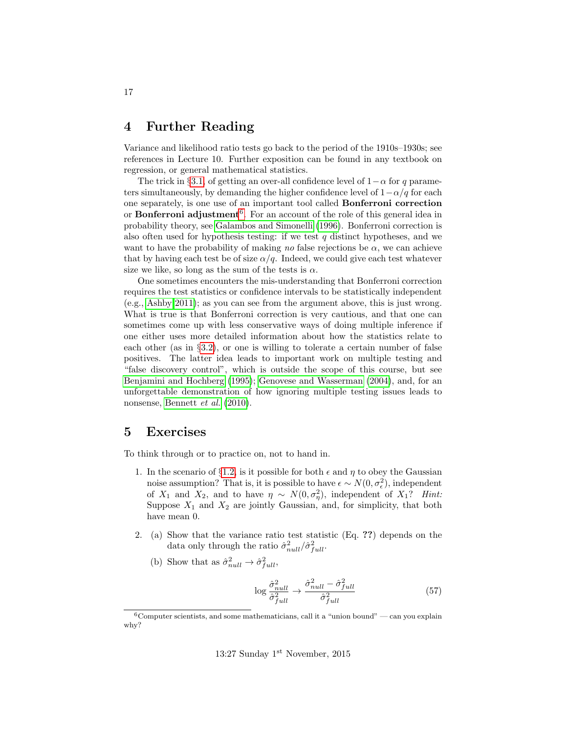# 4 Further Reading

Variance and likelihood ratio tests go back to the period of the 1910s–1930s; see references in Lecture 10. Further exposition can be found in any textbook on regression, or general mathematical statistics.

The trick in §3.1, of getting an over-all confidence level of $1-\alpha$ for $q$ parameters simultaneously, by demanding the higher confidence level of $1-\alpha/q$ for each one separately, is one use of an important tool called **Bonferroni correction** or **Bonferroni adjustment**[6]. For an account of the role of this general idea in probability theory, see Galambos and Simonelli (1996). Bonferroni correction is also often used for hypothesis testing: if we test $q$ distinct hypotheses, and we want to have the probability of making *no* false rejections be $\alpha$, we can achieve that by having each test be of size $\alpha/q$. Indeed, we could give each test whatever size we like, so long as the sum of the tests is $\alpha$.

One sometimes encounters the mis-understanding that Bonferroni correction requires the test statistics or confidence intervals to be statistically independent (e.g., Ashby 2011); as you can see from the argument above, this is just wrong. What is true is that Bonferroni correction is very cautious, and that one can sometimes come up with less conservative ways of doing multiple inference if one either uses more detailed information about how the statistics relate to each other (as in §3.2), or one is willing to tolerate a certain number of false positives. The latter idea leads to important work on multiple testing and "false discovery control", which is outside the scope of this course, but see Benjamini and Hochberg (1995); Genovese and Wasserman (2004), and, for an unforgettable demonstration of how ignoring multiple testing issues leads to nonsense, Bennett *et al.* (2010).

# 5 Exercises

To think through or to practice on, not to hand in.

1. In the scenario of §1.2, is it possible for both $\epsilon$ and $\eta$ to obey the Gaussian noise assumption? That is, it is possible to have $\epsilon \sim N(0, \sigma^2_\epsilon)$, independent of $X_1$ and $X_2$, and to have $\eta \sim N(0, \sigma^2_\eta)$, independent of $X_1$? *Hint:* Suppose $X_1$ and $X_2$ are jointly Gaussian, and, for simplicity, that both have mean 0.

2. (a) Show that the variance ratio test statistic (Eq. **??**) depends on the data only through the ratio $\hat{\sigma}^2_{null}/\hat{\sigma}^2_{full}$.

   (b) Show that as $\hat{\sigma}^2_{null} \to \hat{\sigma}^2_{full}$,

$$\log \frac{\hat{\sigma}^2_{null}}{\hat{\sigma}^2_{full}} \to \frac{\hat{\sigma}^2_{null} - \hat{\sigma}^2_{full}}{\hat{\sigma}^2_{full}} \quad (57)$$

[6] Computer scientists, and some mathematicians, call it a "union bound" — can you explain why?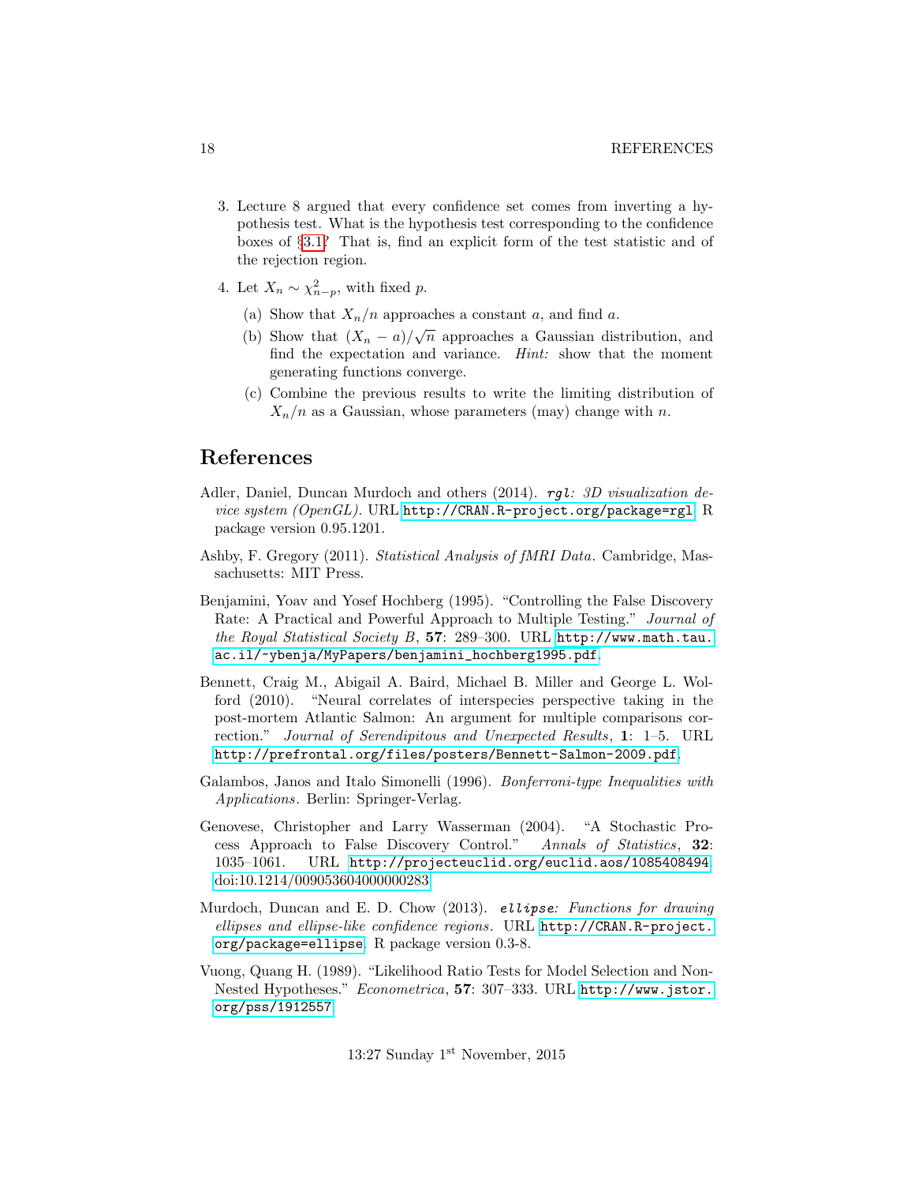3. Lecture 8 argued that every confidence set comes from inverting a hypothesis test. What is the hypothesis test corresponding to the confidence boxes of §3.1? That is, find an explicit form of the test statistic and of the rejection region.

4. Let $X_n \sim \chi^2_{n-p}$, with fixed $p$.

   (a) Show that $X_n/n$ approaches a constant $a$, and find $a$.

   (b) Show that $(X_n - a)/\sqrt{n}$ approaches a Gaussian distribution, and find the expectation and variance. *Hint:* show that the moment generating functions converge.

   (c) Combine the previous results to write the limiting distribution of $X_n/n$ as a Gaussian, whose parameters (may) change with $n$.

# References

Adler, Daniel, Duncan Murdoch and others (2014). *rgl: 3D visualization device system (OpenGL)*. URL http://CRAN.R-project.org/package=rgl. R package version 0.95.1201.

Ashby, F. Gregory (2011). *Statistical Analysis of fMRI Data*. Cambridge, Massachusetts: MIT Press.

Benjamini, Yoav and Yosef Hochberg (1995). "Controlling the False Discovery Rate: A Practical and Powerful Approach to Multiple Testing." *Journal of the Royal Statistical Society B*, **57**: 289–300. URL http://www.math.tau.ac.il/~ybenja/MyPapers/benjamini_hochberg1995.pdf.

Bennett, Craig M., Abigail A. Baird, Michael B. Miller and George L. Wolford (2010). "Neural correlates of interspecies perspective taking in the post-mortem Atlantic Salmon: An argument for multiple comparisons correction." *Journal of Serendipitous and Unexpected Results*, **1**: 1–5. URL http://prefrontal.org/files/posters/Bennett-Salmon-2009.pdf.

Galambos, Janos and Italo Simonelli (1996). *Bonferroni-type Inequalities with Applications*. Berlin: Springer-Verlag.

Genovese, Christopher and Larry Wasserman (2004). "A Stochastic Process Approach to False Discovery Control." *Annals of Statistics*, **32**: 1035–1061. URL http://projecteuclid.org/euclid.aos/1085408494. doi:10.1214/009053604000000283.

Murdoch, Duncan and E. D. Chow (2013). *ellipse: Functions for drawing ellipses and ellipse-like confidence regions*. URL http://CRAN.R-project.org/package=ellipse. R package version 0.3-8.

Vuong, Quang H. (1989). "Likelihood Ratio Tests for Model Selection and Non-Nested Hypotheses." *Econometrica*, **57**: 307–333. URL http://www.jstor.org/pss/1912557.